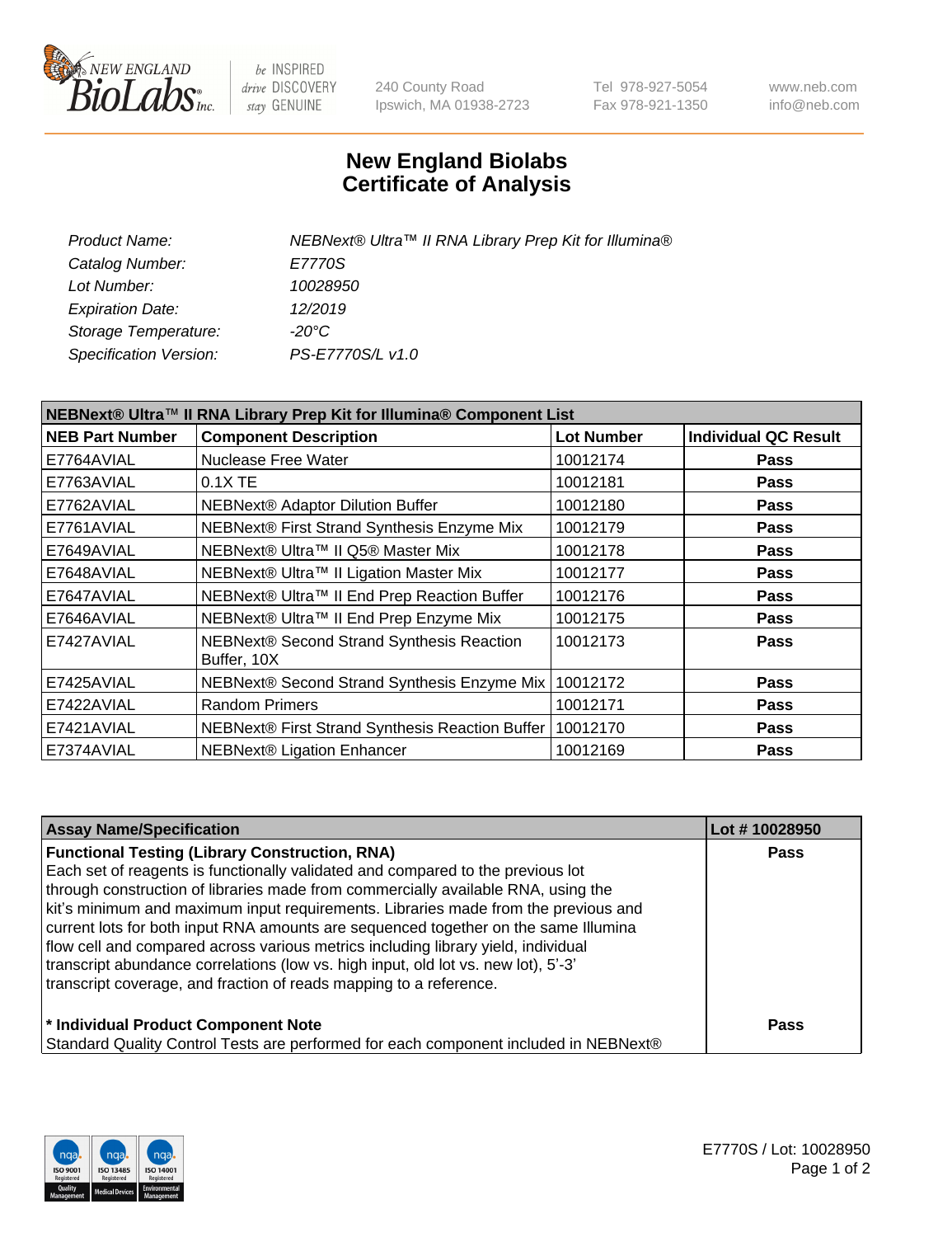New England BioLabs Inc. — be INSPIRED drive DISCOVERY stay GENUINE

240 County Road
Ipswich, MA 01938-2723

Tel 978-927-5054
Fax 978-921-1350

www.neb.com
info@neb.com

# New England Biolabs
# Certificate of Analysis

| | |
|---|---|
| *Product Name:* | *NEBNext® Ultra™ II RNA Library Prep Kit for Illumina®* |
| *Catalog Number:* | *E7770S* |
| *Lot Number:* | *10028950* |
| *Expiration Date:* | *12/2019* |
| *Storage Temperature:* | *-20°C* |
| *Specification Version:* | *PS-E7770S/L v1.0* |

**NEBNext® Ultra™ II RNA Library Prep Kit for Illumina® Component List**

| NEB Part Number | Component Description | Lot Number | Individual QC Result |
|---|---|---|---|
| E7764AVIAL | Nuclease Free Water | 10012174 | Pass |
| E7763AVIAL | 0.1X TE | 10012181 | Pass |
| E7762AVIAL | NEBNext® Adaptor Dilution Buffer | 10012180 | Pass |
| E7761AVIAL | NEBNext® First Strand Synthesis Enzyme Mix | 10012179 | Pass |
| E7649AVIAL | NEBNext® Ultra™ II Q5® Master Mix | 10012178 | Pass |
| E7648AVIAL | NEBNext® Ultra™ II Ligation Master Mix | 10012177 | Pass |
| E7647AVIAL | NEBNext® Ultra™ II End Prep Reaction Buffer | 10012176 | Pass |
| E7646AVIAL | NEBNext® Ultra™ II End Prep Enzyme Mix | 10012175 | Pass |
| E7427AVIAL | NEBNext® Second Strand Synthesis Reaction Buffer, 10X | 10012173 | Pass |
| E7425AVIAL | NEBNext® Second Strand Synthesis Enzyme Mix | 10012172 | Pass |
| E7422AVIAL | Random Primers | 10012171 | Pass |
| E7421AVIAL | NEBNext® First Strand Synthesis Reaction Buffer | 10012170 | Pass |
| E7374AVIAL | NEBNext® Ligation Enhancer | 10012169 | Pass |

| Assay Name/Specification | Lot # 10028950 |
|---|---|
| **Functional Testing (Library Construction, RNA)**<br>Each set of reagents is functionally validated and compared to the previous lot through construction of libraries made from commercially available RNA, using the kit's minimum and maximum input requirements. Libraries made from the previous and current lots for both input RNA amounts are sequenced together on the same Illumina flow cell and compared across various metrics including library yield, individual transcript abundance correlations (low vs. high input, old lot vs. new lot), 5'-3' transcript coverage, and fraction of reads mapping to a reference. | Pass |
| **\* Individual Product Component Note**<br>Standard Quality Control Tests are performed for each component included in NEBNext® | Pass |

ISO 9001 Registered Quality Management | ISO 13485 Registered Medical Devices | ISO 14001 Registered Environmental Management

E7770S / Lot: 10028950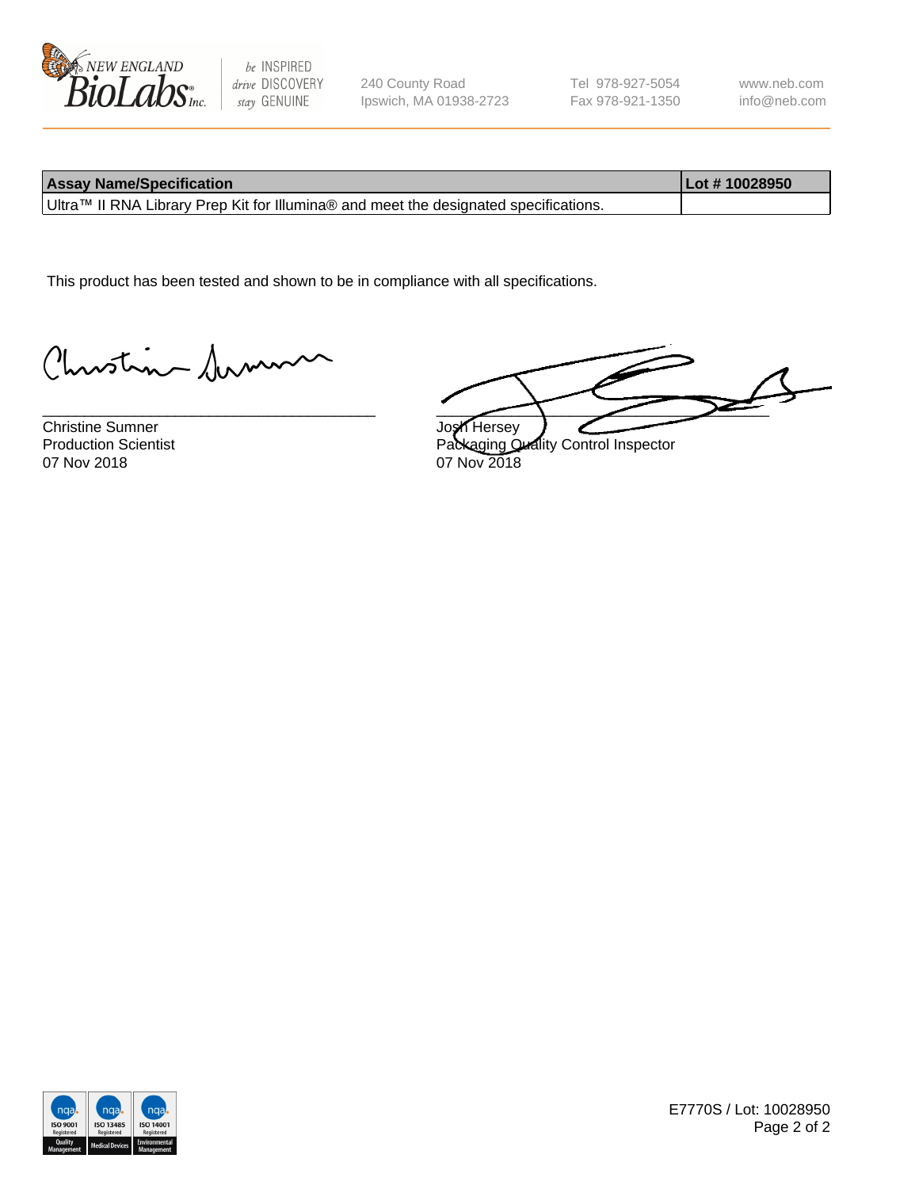| Assay Name/Specification | Lot # 10028950 |
| --- | --- |
| Ultra™ II RNA Library Prep Kit for Illumina® and meet the designated specifications. | |

This product has been tested and shown to be in compliance with all specifications.

Christine Sumner
Production Scientist
07 Nov 2018

Josh Hersey
Packaging Quality Control Inspector
07 Nov 2018

E7770S / Lot: 10028950